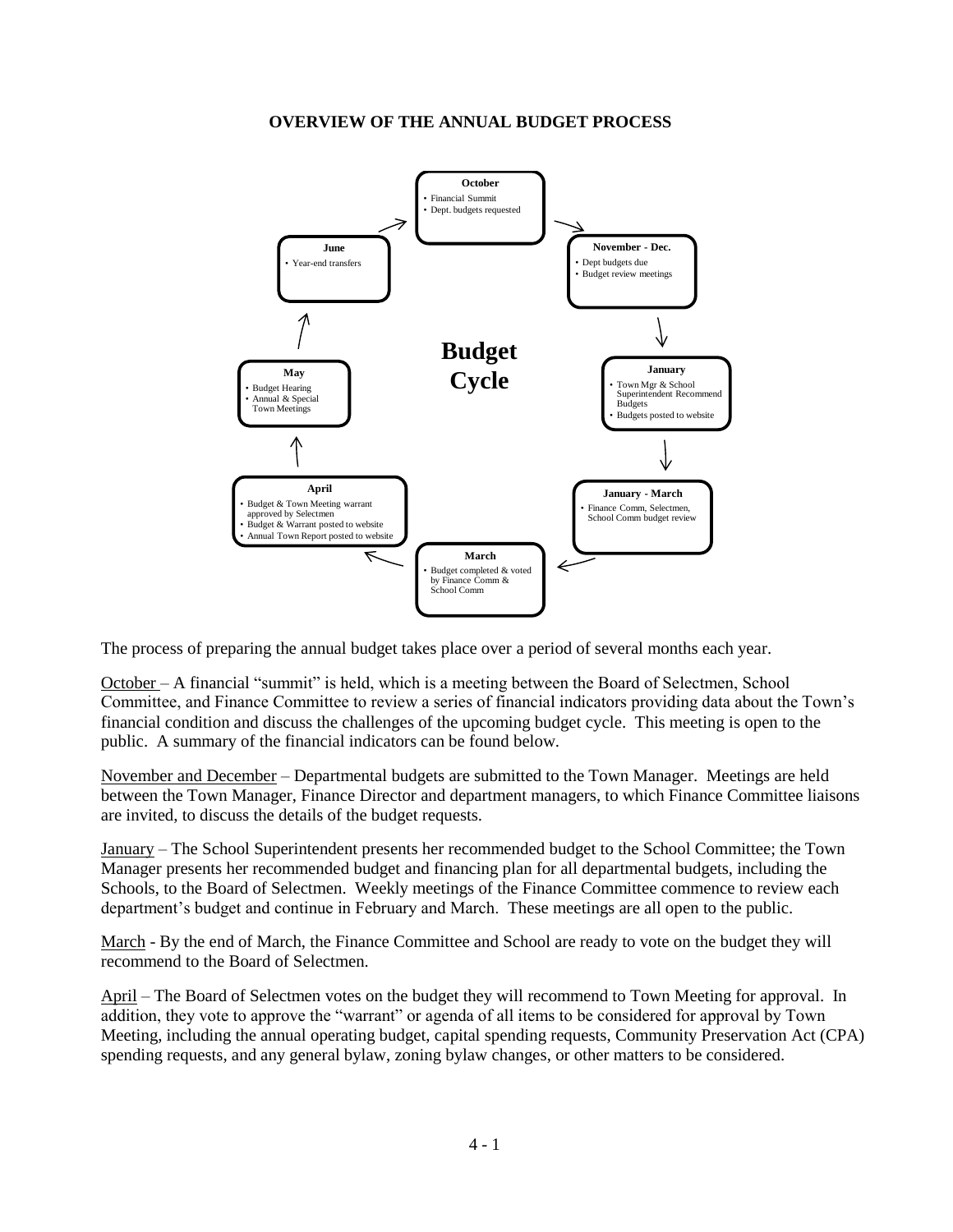# OVERVIEW OF THE ANNUAL BUDGET PROCESS

**Budget Cycle**

**October**
- Financial Summit
- Dept. budgets requested

**November - Dec.**
- Dept budgets due
- Budget review meetings

**January**
- Town Mgr & School Superintendent Recommend Budgets
- Budgets posted to website

**January - March**
- Finance Comm, Selectmen, School Comm budget review

**March**
- Budget completed & voted by Finance Comm & School Comm

**April**
- Budget & Town Meeting warrant approved by Selectmen
- Budget & Warrant posted to website
- Annual Town Report posted to website

**May**
- Budget Hearing
- Annual & Special Town Meetings

**June**
- Year-end transfers

The process of preparing the annual budget takes place over a period of several months each year.

October – A financial "summit" is held, which is a meeting between the Board of Selectmen, School Committee, and Finance Committee to review a series of financial indicators providing data about the Town's financial condition and discuss the challenges of the upcoming budget cycle. This meeting is open to the public. A summary of the financial indicators can be found below.

November and December – Departmental budgets are submitted to the Town Manager. Meetings are held between the Town Manager, Finance Director and department managers, to which Finance Committee liaisons are invited, to discuss the details of the budget requests.

January – The School Superintendent presents her recommended budget to the School Committee; the Town Manager presents her recommended budget and financing plan for all departmental budgets, including the Schools, to the Board of Selectmen. Weekly meetings of the Finance Committee commence to review each department's budget and continue in February and March. These meetings are all open to the public.

March - By the end of March, the Finance Committee and School are ready to vote on the budget they will recommend to the Board of Selectmen.

April – The Board of Selectmen votes on the budget they will recommend to Town Meeting for approval. In addition, they vote to approve the "warrant" or agenda of all items to be considered for approval by Town Meeting, including the annual operating budget, capital spending requests, Community Preservation Act (CPA) spending requests, and any general bylaw, zoning bylaw changes, or other matters to be considered.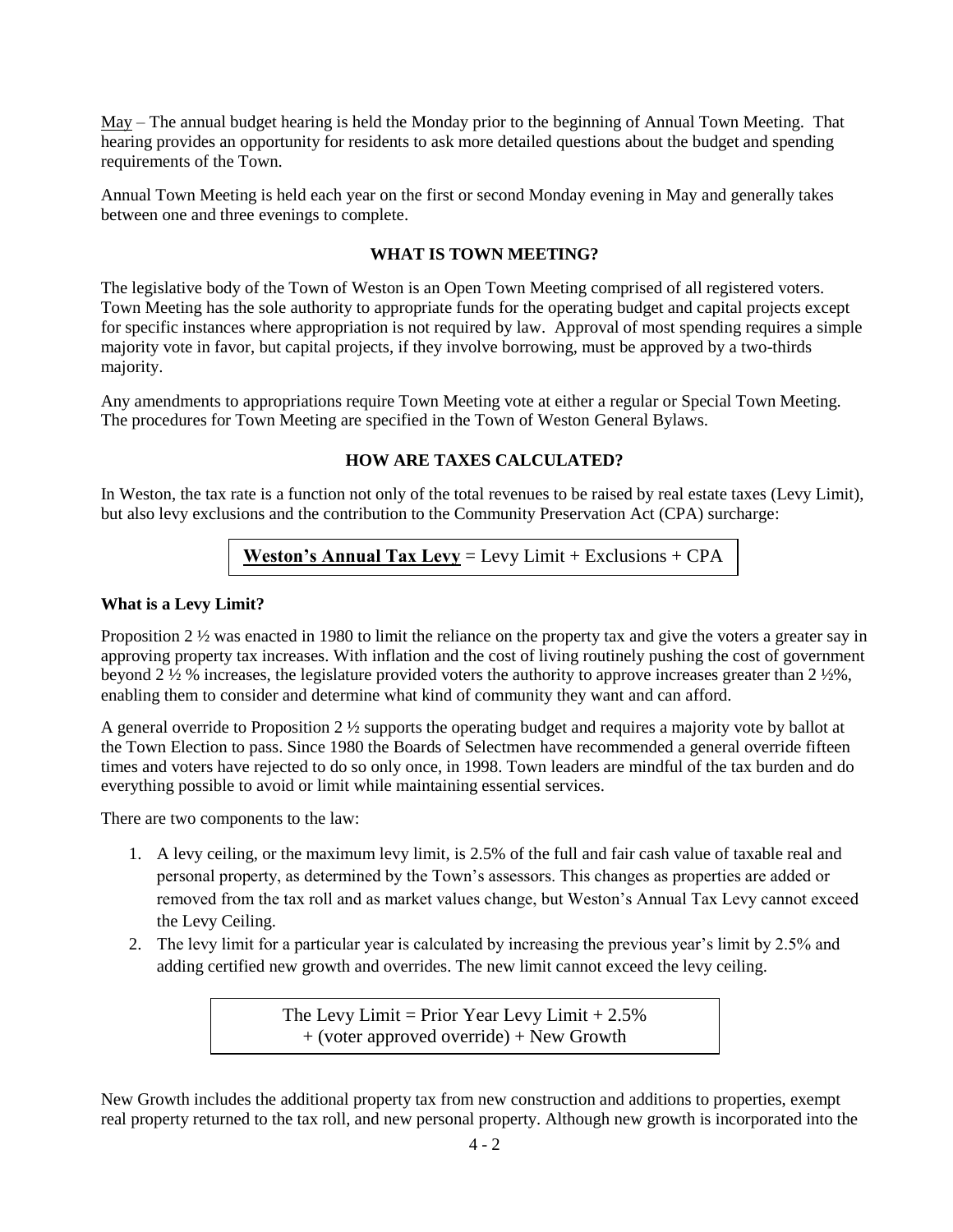May – The annual budget hearing is held the Monday prior to the beginning of Annual Town Meeting. That hearing provides an opportunity for residents to ask more detailed questions about the budget and spending requirements of the Town.

Annual Town Meeting is held each year on the first or second Monday evening in May and generally takes between one and three evenings to complete.

## WHAT IS TOWN MEETING?

The legislative body of the Town of Weston is an Open Town Meeting comprised of all registered voters. Town Meeting has the sole authority to appropriate funds for the operating budget and capital projects except for specific instances where appropriation is not required by law. Approval of most spending requires a simple majority vote in favor, but capital projects, if they involve borrowing, must be approved by a two-thirds majority.

Any amendments to appropriations require Town Meeting vote at either a regular or Special Town Meeting. The procedures for Town Meeting are specified in the Town of Weston General Bylaws.

## HOW ARE TAXES CALCULATED?

In Weston, the tax rate is a function not only of the total revenues to be raised by real estate taxes (Levy Limit), but also levy exclusions and the contribution to the Community Preservation Act (CPA) surcharge:

**Weston's Annual Tax Levy** = Levy Limit + Exclusions + CPA

### What is a Levy Limit?

Proposition 2 ½ was enacted in 1980 to limit the reliance on the property tax and give the voters a greater say in approving property tax increases. With inflation and the cost of living routinely pushing the cost of government beyond 2 ½ % increases, the legislature provided voters the authority to approve increases greater than 2 ½%, enabling them to consider and determine what kind of community they want and can afford.

A general override to Proposition 2 ½ supports the operating budget and requires a majority vote by ballot at the Town Election to pass. Since 1980 the Boards of Selectmen have recommended a general override fifteen times and voters have rejected to do so only once, in 1998. Town leaders are mindful of the tax burden and do everything possible to avoid or limit while maintaining essential services.

There are two components to the law:

1. A levy ceiling, or the maximum levy limit, is 2.5% of the full and fair cash value of taxable real and personal property, as determined by the Town's assessors. This changes as properties are added or removed from the tax roll and as market values change, but Weston's Annual Tax Levy cannot exceed the Levy Ceiling.
2. The levy limit for a particular year is calculated by increasing the previous year's limit by 2.5% and adding certified new growth and overrides. The new limit cannot exceed the levy ceiling.

The Levy Limit = Prior Year Levy Limit + 2.5% + (voter approved override) + New Growth

New Growth includes the additional property tax from new construction and additions to properties, exempt real property returned to the tax roll, and new personal property. Although new growth is incorporated into the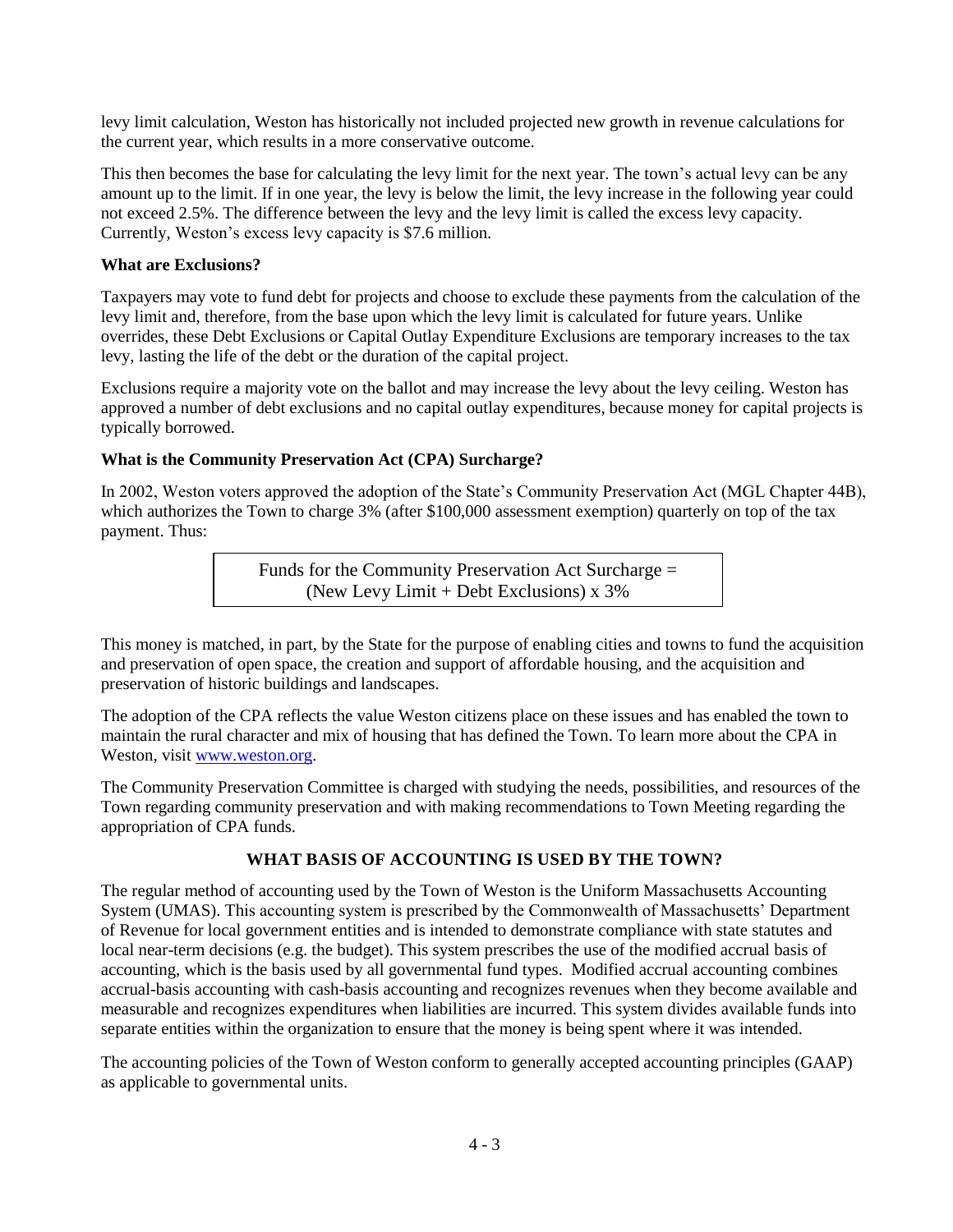levy limit calculation, Weston has historically not included projected new growth in revenue calculations for the current year, which results in a more conservative outcome.

This then becomes the base for calculating the levy limit for the next year. The town's actual levy can be any amount up to the limit. If in one year, the levy is below the limit, the levy increase in the following year could not exceed 2.5%. The difference between the levy and the levy limit is called the excess levy capacity. Currently, Weston's excess levy capacity is $7.6 million.

**What are Exclusions?**

Taxpayers may vote to fund debt for projects and choose to exclude these payments from the calculation of the levy limit and, therefore, from the base upon which the levy limit is calculated for future years. Unlike overrides, these Debt Exclusions or Capital Outlay Expenditure Exclusions are temporary increases to the tax levy, lasting the life of the debt or the duration of the capital project.

Exclusions require a majority vote on the ballot and may increase the levy about the levy ceiling. Weston has approved a number of debt exclusions and no capital outlay expenditures, because money for capital projects is typically borrowed.

**What is the Community Preservation Act (CPA) Surcharge?**

In 2002, Weston voters approved the adoption of the State's Community Preservation Act (MGL Chapter 44B), which authorizes the Town to charge 3% (after $100,000 assessment exemption) quarterly on top of the tax payment. Thus:

> Funds for the Community Preservation Act Surcharge =
> (New Levy Limit + Debt Exclusions) x 3%

This money is matched, in part, by the State for the purpose of enabling cities and towns to fund the acquisition and preservation of open space, the creation and support of affordable housing, and the acquisition and preservation of historic buildings and landscapes.

The adoption of the CPA reflects the value Weston citizens place on these issues and has enabled the town to maintain the rural character and mix of housing that has defined the Town. To learn more about the CPA in Weston, visit [www.weston.org](http://www.weston.org).

The Community Preservation Committee is charged with studying the needs, possibilities, and resources of the Town regarding community preservation and with making recommendations to Town Meeting regarding the appropriation of CPA funds.

## WHAT BASIS OF ACCOUNTING IS USED BY THE TOWN?

The regular method of accounting used by the Town of Weston is the Uniform Massachusetts Accounting System (UMAS). This accounting system is prescribed by the Commonwealth of Massachusetts' Department of Revenue for local government entities and is intended to demonstrate compliance with state statutes and local near-term decisions (e.g. the budget). This system prescribes the use of the modified accrual basis of accounting, which is the basis used by all governmental fund types. Modified accrual accounting combines accrual-basis accounting with cash-basis accounting and recognizes revenues when they become available and measurable and recognizes expenditures when liabilities are incurred. This system divides available funds into separate entities within the organization to ensure that the money is being spent where it was intended.

The accounting policies of the Town of Weston conform to generally accepted accounting principles (GAAP) as applicable to governmental units.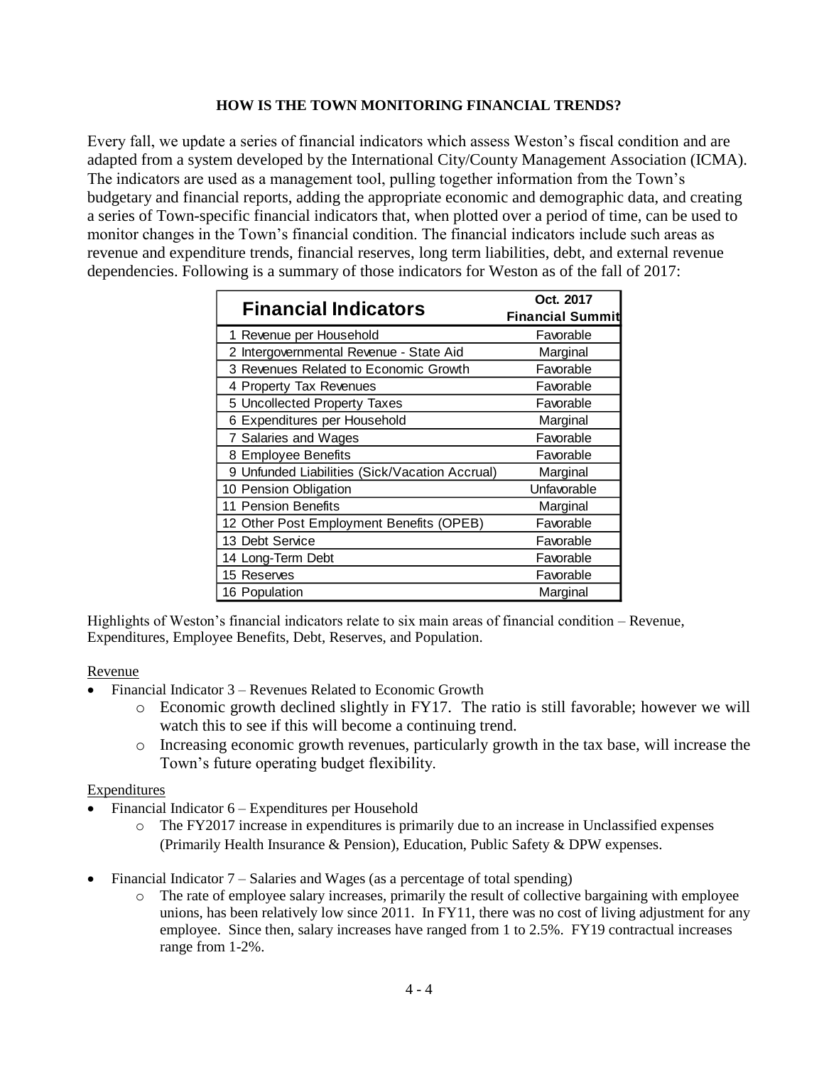## HOW IS THE TOWN MONITORING FINANCIAL TRENDS?

Every fall, we update a series of financial indicators which assess Weston's fiscal condition and are adapted from a system developed by the International City/County Management Association (ICMA). The indicators are used as a management tool, pulling together information from the Town's budgetary and financial reports, adding the appropriate economic and demographic data, and creating a series of Town-specific financial indicators that, when plotted over a period of time, can be used to monitor changes in the Town's financial condition. The financial indicators include such areas as revenue and expenditure trends, financial reserves, long term liabilities, debt, and external revenue dependencies. Following is a summary of those indicators for Weston as of the fall of 2017:

| Financial Indicators | Oct. 2017 Financial Summit |
|---|---|
| 1 Revenue per Household | Favorable |
| 2 Intergovernmental Revenue - State Aid | Marginal |
| 3 Revenues Related to Economic Growth | Favorable |
| 4 Property Tax Revenues | Favorable |
| 5 Uncollected Property Taxes | Favorable |
| 6 Expenditures per Household | Marginal |
| 7 Salaries and Wages | Favorable |
| 8 Employee Benefits | Favorable |
| 9 Unfunded Liabilities (Sick/Vacation Accrual) | Marginal |
| 10 Pension Obligation | Unfavorable |
| 11 Pension Benefits | Marginal |
| 12 Other Post Employment Benefits (OPEB) | Favorable |
| 13 Debt Service | Favorable |
| 14 Long-Term Debt | Favorable |
| 15 Reserves | Favorable |
| 16 Population | Marginal |

Highlights of Weston's financial indicators relate to six main areas of financial condition – Revenue, Expenditures, Employee Benefits, Debt, Reserves, and Population.

Revenue

- Financial Indicator 3 – Revenues Related to Economic Growth
  - Economic growth declined slightly in FY17. The ratio is still favorable; however we will watch this to see if this will become a continuing trend.
  - Increasing economic growth revenues, particularly growth in the tax base, will increase the Town's future operating budget flexibility.

Expenditures

- Financial Indicator 6 – Expenditures per Household
  - The FY2017 increase in expenditures is primarily due to an increase in Unclassified expenses (Primarily Health Insurance & Pension), Education, Public Safety & DPW expenses.
- Financial Indicator 7 – Salaries and Wages (as a percentage of total spending)
  - The rate of employee salary increases, primarily the result of collective bargaining with employee unions, has been relatively low since 2011. In FY11, there was no cost of living adjustment for any employee. Since then, salary increases have ranged from 1 to 2.5%. FY19 contractual increases range from 1-2%.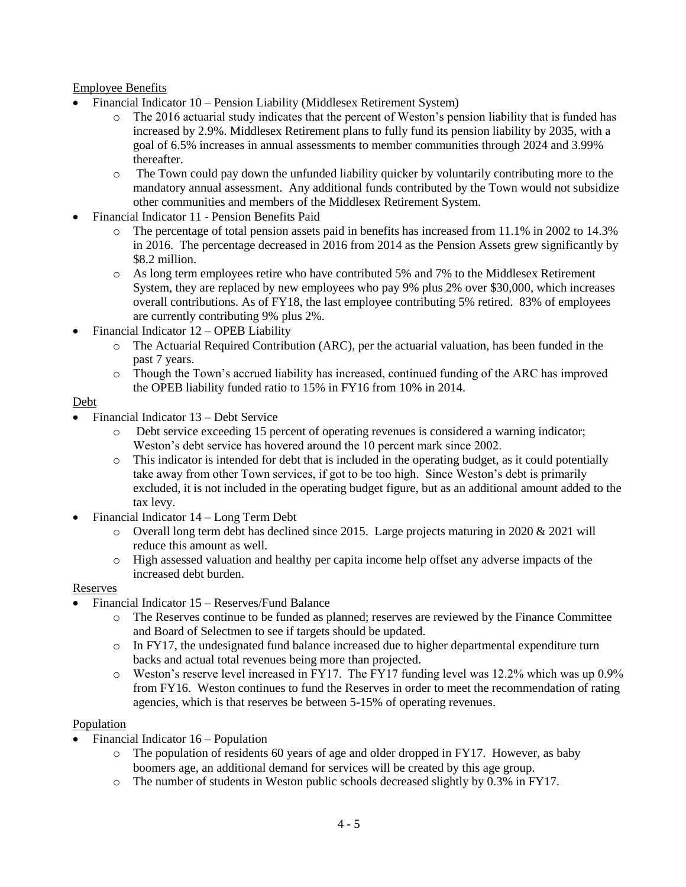Employee Benefits

- Financial Indicator 10 – Pension Liability (Middlesex Retirement System)
  - The 2016 actuarial study indicates that the percent of Weston's pension liability that is funded has increased by 2.9%. Middlesex Retirement plans to fully fund its pension liability by 2035, with a goal of 6.5% increases in annual assessments to member communities through 2024 and 3.99% thereafter.
  - The Town could pay down the unfunded liability quicker by voluntarily contributing more to the mandatory annual assessment. Any additional funds contributed by the Town would not subsidize other communities and members of the Middlesex Retirement System.
- Financial Indicator 11 - Pension Benefits Paid
  - The percentage of total pension assets paid in benefits has increased from 11.1% in 2002 to 14.3% in 2016. The percentage decreased in 2016 from 2014 as the Pension Assets grew significantly by $8.2 million.
  - As long term employees retire who have contributed 5% and 7% to the Middlesex Retirement System, they are replaced by new employees who pay 9% plus 2% over $30,000, which increases overall contributions. As of FY18, the last employee contributing 5% retired. 83% of employees are currently contributing 9% plus 2%.
- Financial Indicator 12 – OPEB Liability
  - The Actuarial Required Contribution (ARC), per the actuarial valuation, has been funded in the past 7 years.
  - Though the Town's accrued liability has increased, continued funding of the ARC has improved the OPEB liability funded ratio to 15% in FY16 from 10% in 2014.

Debt

- Financial Indicator 13 – Debt Service
  - Debt service exceeding 15 percent of operating revenues is considered a warning indicator; Weston's debt service has hovered around the 10 percent mark since 2002.
  - This indicator is intended for debt that is included in the operating budget, as it could potentially take away from other Town services, if got to be too high. Since Weston's debt is primarily excluded, it is not included in the operating budget figure, but as an additional amount added to the tax levy.
- Financial Indicator 14 – Long Term Debt
  - Overall long term debt has declined since 2015. Large projects maturing in 2020 & 2021 will reduce this amount as well.
  - High assessed valuation and healthy per capita income help offset any adverse impacts of the increased debt burden.

Reserves

- Financial Indicator 15 – Reserves/Fund Balance
  - The Reserves continue to be funded as planned; reserves are reviewed by the Finance Committee and Board of Selectmen to see if targets should be updated.
  - In FY17, the undesignated fund balance increased due to higher departmental expenditure turn backs and actual total revenues being more than projected.
  - Weston's reserve level increased in FY17. The FY17 funding level was 12.2% which was up 0.9% from FY16. Weston continues to fund the Reserves in order to meet the recommendation of rating agencies, which is that reserves be between 5-15% of operating revenues.

Population

- Financial Indicator 16 – Population
  - The population of residents 60 years of age and older dropped in FY17. However, as baby boomers age, an additional demand for services will be created by this age group.
  - The number of students in Weston public schools decreased slightly by 0.3% in FY17.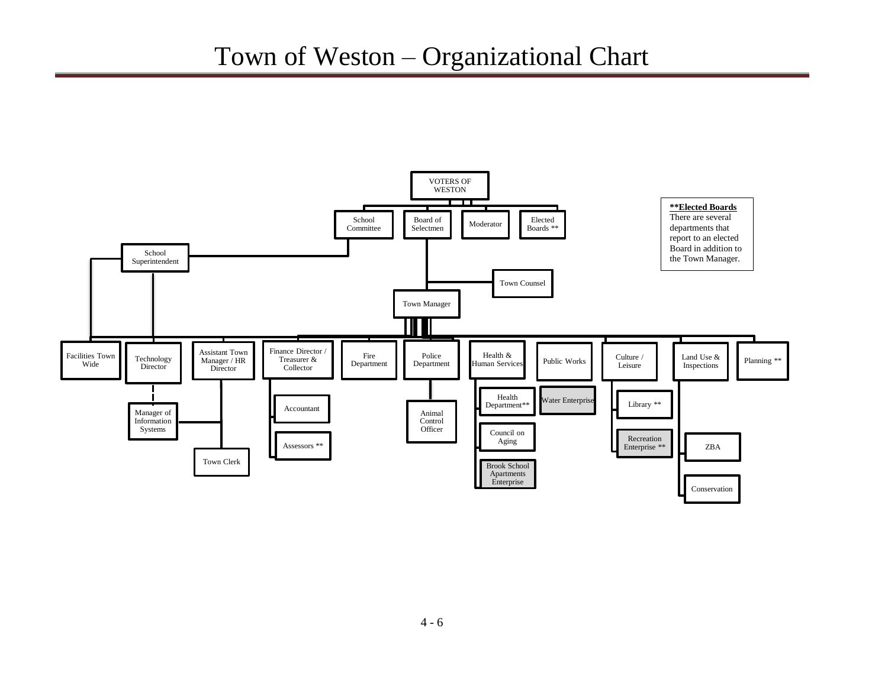# Town of Weston – Organizational Chart

- VOTERS OF WESTON
  - School Committee
    - School Superintendent
      - Facilities Town Wide
      - Technology Director
  - Board of Selectmen
    - Town Counsel
    - Town Manager
      - Facilities Town Wide
      - Technology Director
        - Manager of Information Systems
      - Assistant Town Manager / HR Director
        - Manager of Information Systems
        - Town Clerk
      - Finance Director / Treasurer & Collector
        - Accountant
        - Assessors **
      - Fire Department
      - Police Department
        - Animal Control Officer
      - Health & Human Services
        - Health Department**
        - Council on Aging
        - Brook School Apartments Enterprise
      - Public Works
        - Water Enterprise
      - Culture / Leisure
        - Library **
        - Recreation Enterprise **
      - Land Use & Inspections
        - ZBA
        - Conservation
      - Planning **
  - Moderator
  - Elected Boards **

**\*\*Elected Boards**
There are several departments that report to an elected Board in addition to the Town Manager.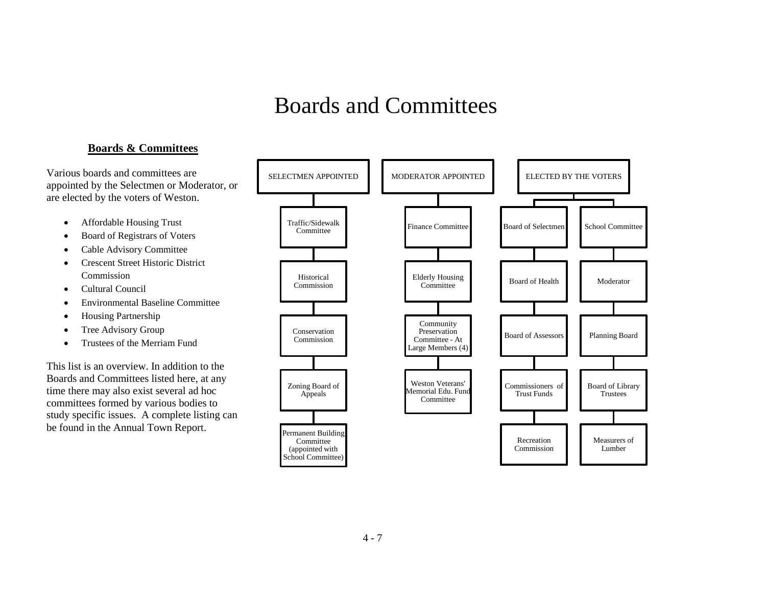# Boards and Committees

**Boards & Committees**

Various boards and committees are appointed by the Selectmen or Moderator, or are elected by the voters of Weston.

- Affordable Housing Trust
- Board of Registrars of Voters
- Cable Advisory Committee
- Crescent Street Historic District Commission
- Cultural Council
- Environmental Baseline Committee
- Housing Partnership
- Tree Advisory Group
- Trustees of the Merriam Fund

This list is an overview. In addition to the Boards and Committees listed here, at any time there may also exist several ad hoc committees formed by various bodies to study specific issues. A complete listing can be found in the Annual Town Report.

| SELECTMEN APPOINTED | MODERATOR APPOINTED | ELECTED BY THE VOTERS | |
|---|---|---|---|
| Traffic/Sidewalk Committee | Finance Committee | Board of Selectmen | School Committee |
| Historical Commission | Elderly Housing Committee | Board of Health | Moderator |
| Conservation Commission | Community Preservation Committee - At Large Members (4) | Board of Assessors | Planning Board |
| Zoning Board of Appeals | Weston Veterans' Memorial Edu. Fund Committee | Commissioners of Trust Funds | Board of Library Trustees |
| Permanent Building Committee (appointed with School Committee) | | Recreation Commission | Measurers of Lumber |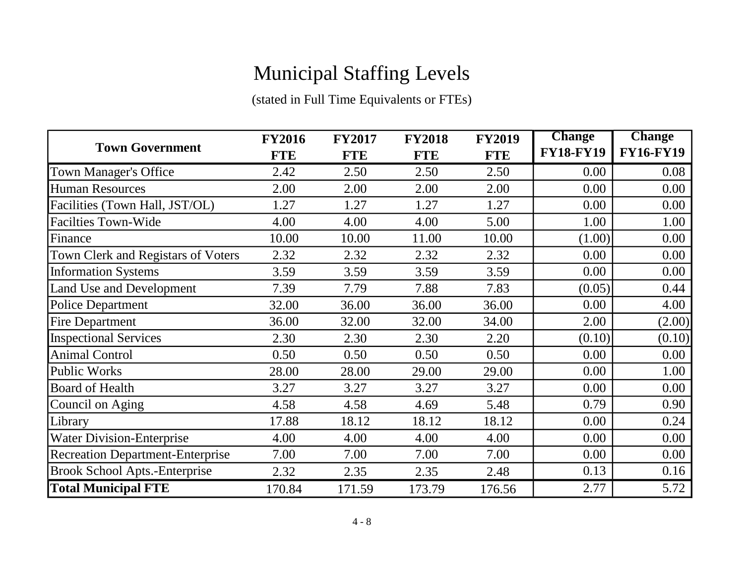# Municipal Staffing Levels

(stated in Full Time Equivalents or FTEs)

| Town Government | FY2016 FTE | FY2017 FTE | FY2018 FTE | FY2019 FTE | Change FY18-FY19 | Change FY16-FY19 |
|---|---|---|---|---|---|---|
| Town Manager's Office | 2.42 | 2.50 | 2.50 | 2.50 | 0.00 | 0.08 |
| Human Resources | 2.00 | 2.00 | 2.00 | 2.00 | 0.00 | 0.00 |
| Facilities (Town Hall, JST/OL) | 1.27 | 1.27 | 1.27 | 1.27 | 0.00 | 0.00 |
| Facilties Town-Wide | 4.00 | 4.00 | 4.00 | 5.00 | 1.00 | 1.00 |
| Finance | 10.00 | 10.00 | 11.00 | 10.00 | (1.00) | 0.00 |
| Town Clerk and Registars of Voters | 2.32 | 2.32 | 2.32 | 2.32 | 0.00 | 0.00 |
| Information Systems | 3.59 | 3.59 | 3.59 | 3.59 | 0.00 | 0.00 |
| Land Use and Development | 7.39 | 7.79 | 7.88 | 7.83 | (0.05) | 0.44 |
| Police Department | 32.00 | 36.00 | 36.00 | 36.00 | 0.00 | 4.00 |
| Fire Department | 36.00 | 32.00 | 32.00 | 34.00 | 2.00 | (2.00) |
| Inspectional Services | 2.30 | 2.30 | 2.30 | 2.20 | (0.10) | (0.10) |
| Animal Control | 0.50 | 0.50 | 0.50 | 0.50 | 0.00 | 0.00 |
| Public Works | 28.00 | 28.00 | 29.00 | 29.00 | 0.00 | 1.00 |
| Board of Health | 3.27 | 3.27 | 3.27 | 3.27 | 0.00 | 0.00 |
| Council on Aging | 4.58 | 4.58 | 4.69 | 5.48 | 0.79 | 0.90 |
| Library | 17.88 | 18.12 | 18.12 | 18.12 | 0.00 | 0.24 |
| Water Division-Enterprise | 4.00 | 4.00 | 4.00 | 4.00 | 0.00 | 0.00 |
| Recreation Department-Enterprise | 7.00 | 7.00 | 7.00 | 7.00 | 0.00 | 0.00 |
| Brook School Apts.-Enterprise | 2.32 | 2.35 | 2.35 | 2.48 | 0.13 | 0.16 |
| **Total Municipal FTE** | 170.84 | 171.59 | 173.79 | 176.56 | 2.77 | 5.72 |